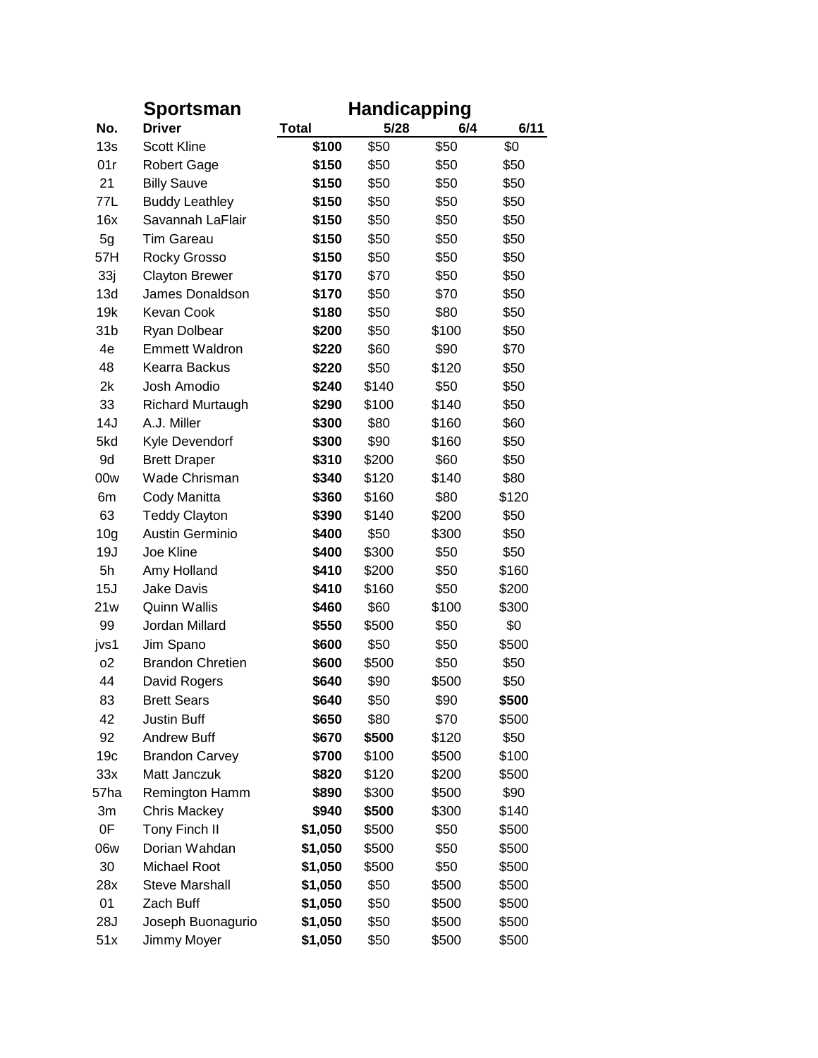| No. | Driver | Total | 5/28 | 6/4 | 6/11 |
|---|---|---|---|---|---|
| 13s | Scott Kline | **$100** | $50 | $50 | $0 |
| 01r | Robert Gage | **$150** | $50 | $50 | $50 |
| 21 | Billy Sauve | **$150** | $50 | $50 | $50 |
| 77L | Buddy Leathley | **$150** | $50 | $50 | $50 |
| 16x | Savannah LaFlair | **$150** | $50 | $50 | $50 |
| 5g | Tim Gareau | **$150** | $50 | $50 | $50 |
| 57H | Rocky Grosso | **$150** | $50 | $50 | $50 |
| 33j | Clayton Brewer | **$170** | $70 | $50 | $50 |
| 13d | James Donaldson | **$170** | $50 | $70 | $50 |
| 19k | Kevan Cook | **$180** | $50 | $80 | $50 |
| 31b | Ryan Dolbear | **$200** | $50 | $100 | $50 |
| 4e | Emmett Waldron | **$220** | $60 | $90 | $70 |
| 48 | Kearra Backus | **$220** | $50 | $120 | $50 |
| 2k | Josh Amodio | **$240** | $140 | $50 | $50 |
| 33 | Richard Murtaugh | **$290** | $100 | $140 | $50 |
| 14J | A.J. Miller | **$300** | $80 | $160 | $60 |
| 5kd | Kyle Devendorf | **$300** | $90 | $160 | $50 |
| 9d | Brett Draper | **$310** | $200 | $60 | $50 |
| 00w | Wade Chrisman | **$340** | $120 | $140 | $80 |
| 6m | Cody Manitta | **$360** | $160 | $80 | $120 |
| 63 | Teddy Clayton | **$390** | $140 | $200 | $50 |
| 10g | Austin Germinio | **$400** | $50 | $300 | $50 |
| 19J | Joe Kline | **$400** | $300 | $50 | $50 |
| 5h | Amy Holland | **$410** | $200 | $50 | $160 |
| 15J | Jake Davis | **$410** | $160 | $50 | $200 |
| 21w | Quinn Wallis | **$460** | $60 | $100 | $300 |
| 99 | Jordan Millard | **$550** | $500 | $50 | $0 |
| jvs1 | Jim Spano | **$600** | $50 | $50 | $500 |
| o2 | Brandon Chretien | **$600** | $500 | $50 | $50 |
| 44 | David Rogers | **$640** | $90 | $500 | $50 |
| 83 | Brett Sears | **$640** | $50 | $90 | **$500** |
| 42 | Justin Buff | **$650** | $80 | $70 | $500 |
| 92 | Andrew Buff | **$670** | **$500** | $120 | $50 |
| 19c | Brandon Carvey | **$700** | $100 | $500 | $100 |
| 33x | Matt Janczuk | **$820** | $120 | $200 | $500 |
| 57ha | Remington Hamm | **$890** | $300 | $500 | $90 |
| 3m | Chris Mackey | **$940** | **$500** | $300 | $140 |
| 0F | Tony Finch II | **$1,050** | $500 | $50 | $500 |
| 06w | Dorian Wahdan | **$1,050** | $500 | $50 | $500 |
| 30 | Michael Root | **$1,050** | $500 | $50 | $500 |
| 28x | Steve Marshall | **$1,050** | $50 | $500 | $500 |
| 01 | Zach Buff | **$1,050** | $50 | $500 | $500 |
| 28J | Joseph Buonagurio | **$1,050** | $50 | $500 | $500 |
| 51x | Jimmy Moyer | **$1,050** | $50 | $500 | $500 |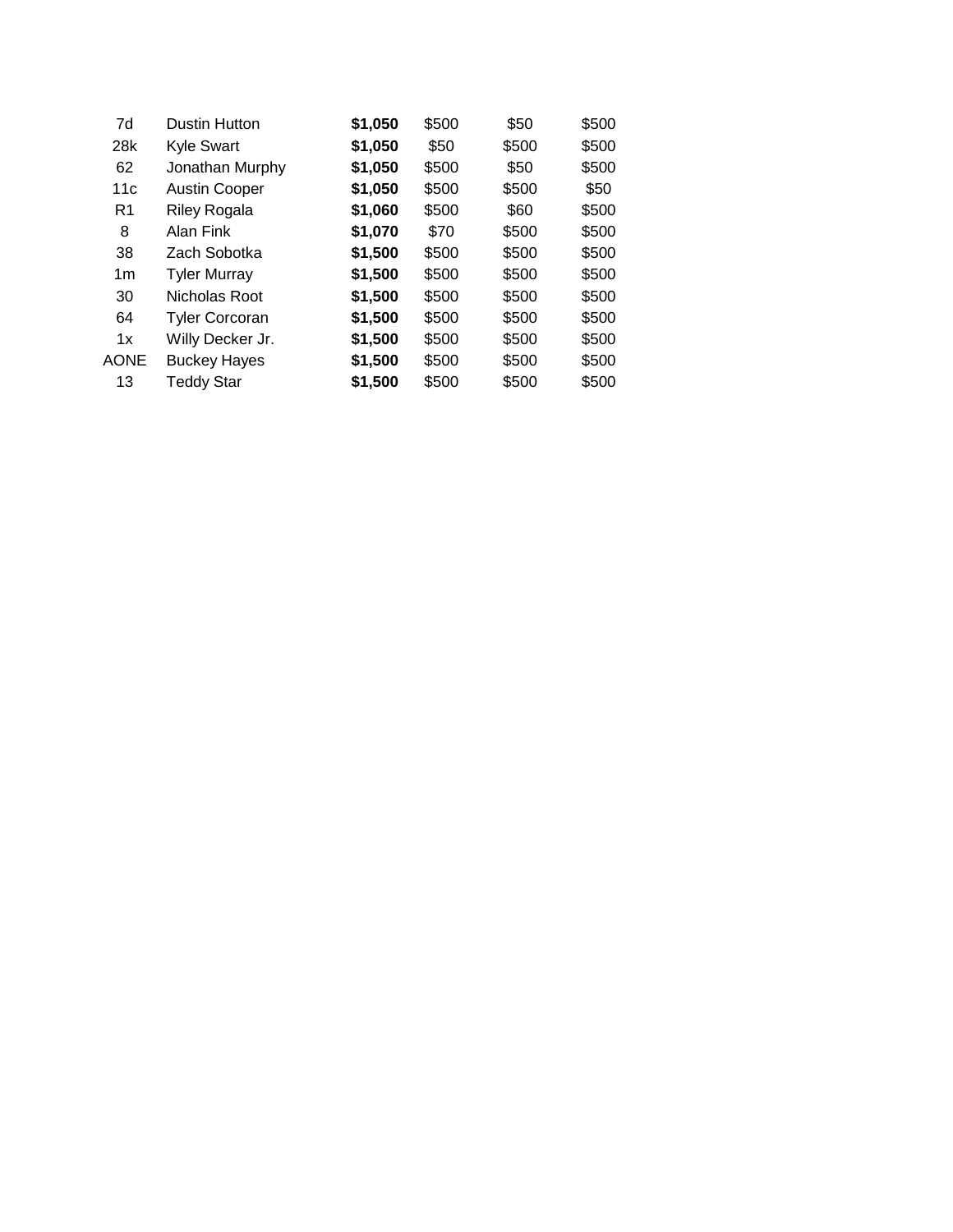| | | | | | |
|---|---|---|---|---|---|
| 7d | Dustin Hutton | **$1,050** | $500 | $50 | $500 |
| 28k | Kyle Swart | **$1,050** | $50 | $500 | $500 |
| 62 | Jonathan Murphy | **$1,050** | $500 | $50 | $500 |
| 11c | Austin Cooper | **$1,050** | $500 | $500 | $50 |
| R1 | Riley Rogala | **$1,060** | $500 | $60 | $500 |
| 8 | Alan Fink | **$1,070** | $70 | $500 | $500 |
| 38 | Zach Sobotka | **$1,500** | $500 | $500 | $500 |
| 1m | Tyler Murray | **$1,500** | $500 | $500 | $500 |
| 30 | Nicholas Root | **$1,500** | $500 | $500 | $500 |
| 64 | Tyler Corcoran | **$1,500** | $500 | $500 | $500 |
| 1x | Willy Decker Jr. | **$1,500** | $500 | $500 | $500 |
| AONE | Buckey Hayes | **$1,500** | $500 | $500 | $500 |
| 13 | Teddy Star | **$1,500** | $500 | $500 | $500 |